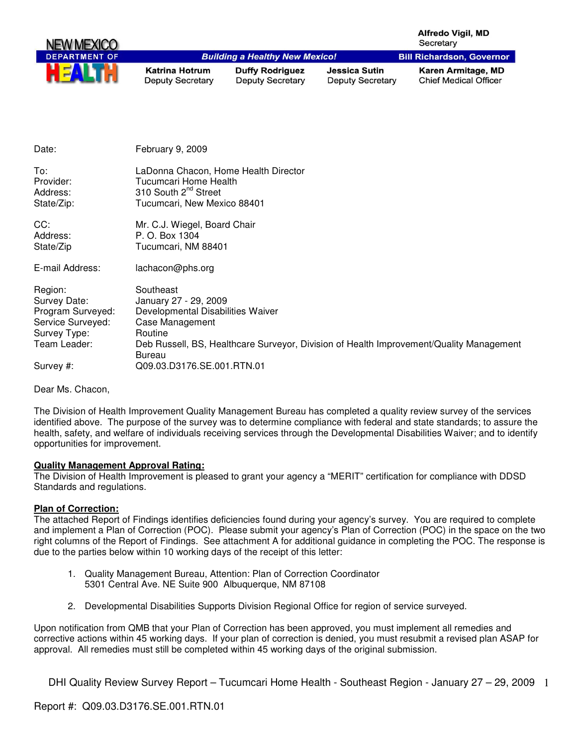NEW MEXICO DEPARTMENT OF HEALTH

*Building a Healthy New Mexico!*

Alfredo Vigil, MD
Secretary

Bill Richardson, Governor

Katrina Hotrum, Deputy Secretary | Duffy Rodriguez, Deputy Secretary | Jessica Sutin, Deputy Secretary | Karen Armitage, MD, Chief Medical Officer

| | |
|---|---|
| Date: | February 9, 2009 |
| To: | LaDonna Chacon, Home Health Director |
| Provider: | Tucumcari Home Health |
| Address: | 310 South 2nd Street |
| State/Zip: | Tucumcari, New Mexico 88401 |
| CC: | Mr. C.J. Wiegel, Board Chair |
| Address: | P. O. Box 1304 |
| State/Zip | Tucumcari, NM 88401 |
| E-mail Address: | lachacon@phs.org |
| Region: | Southeast |
| Survey Date: | January 27 - 29, 2009 |
| Program Surveyed: | Developmental Disabilities Waiver |
| Service Surveyed: | Case Management |
| Survey Type: | Routine |
| Team Leader: | Deb Russell, BS, Healthcare Surveyor, Division of Health Improvement/Quality Management Bureau |
| Survey #: | Q09.03.D3176.SE.001.RTN.01 |

Dear Ms. Chacon,

The Division of Health Improvement Quality Management Bureau has completed a quality review survey of the services identified above. The purpose of the survey was to determine compliance with federal and state standards; to assure the health, safety, and welfare of individuals receiving services through the Developmental Disabilities Waiver; and to identify opportunities for improvement.

**Quality Management Approval Rating:**

The Division of Health Improvement is pleased to grant your agency a "MERIT" certification for compliance with DDSD Standards and regulations.

**Plan of Correction:**

The attached Report of Findings identifies deficiencies found during your agency's survey. You are required to complete and implement a Plan of Correction (POC). Please submit your agency's Plan of Correction (POC) in the space on the two right columns of the Report of Findings. See attachment A for additional guidance in completing the POC. The response is due to the parties below within 10 working days of the receipt of this letter:

1. Quality Management Bureau, Attention: Plan of Correction Coordinator
   5301 Central Ave. NE Suite 900 Albuquerque, NM 87108

2. Developmental Disabilities Supports Division Regional Office for region of service surveyed.

Upon notification from QMB that your Plan of Correction has been approved, you must implement all remedies and corrective actions within 45 working days. If your plan of correction is denied, you must resubmit a revised plan ASAP for approval. All remedies must still be completed within 45 working days of the original submission.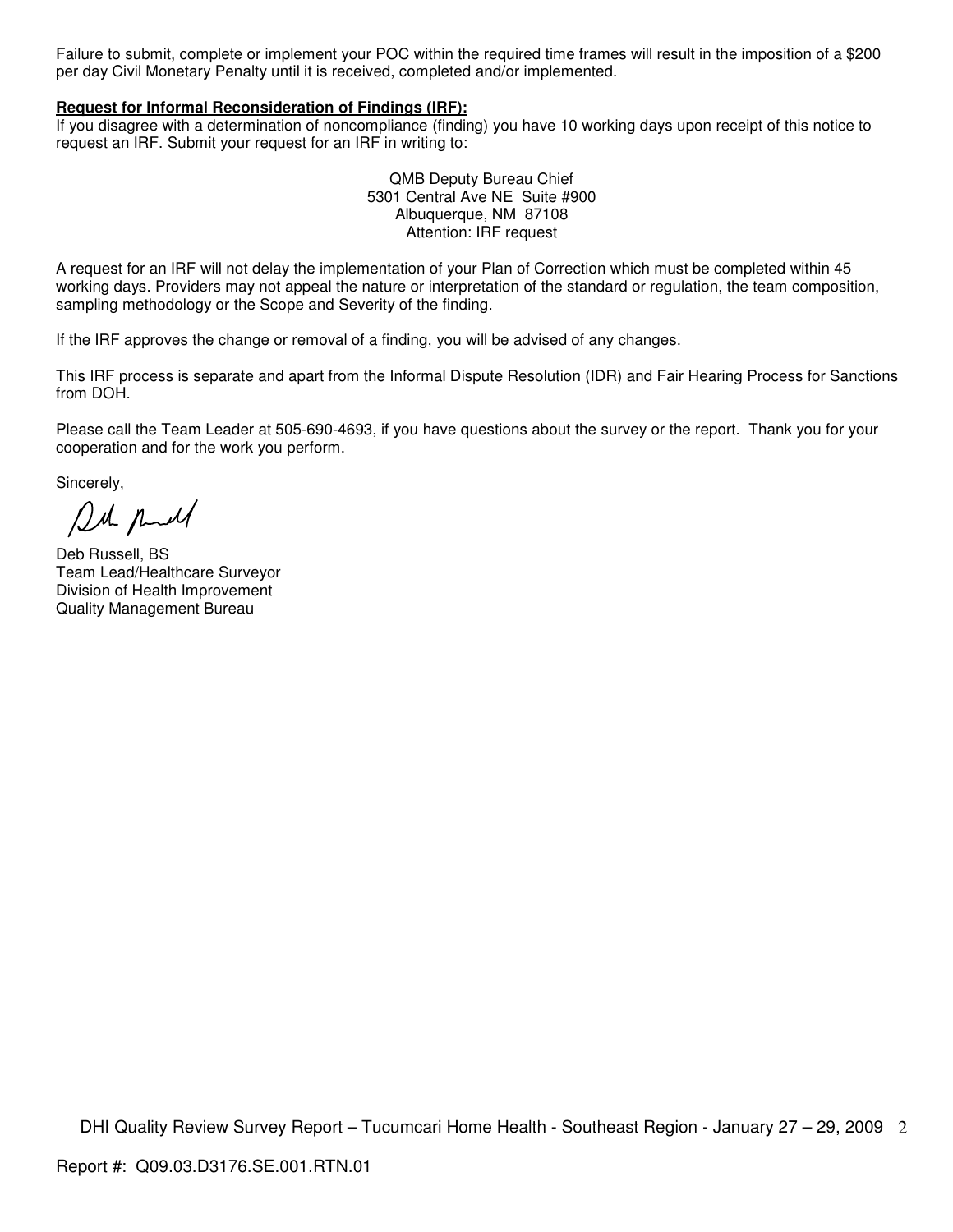Failure to submit, complete or implement your POC within the required time frames will result in the imposition of a $200 per day Civil Monetary Penalty until it is received, completed and/or implemented.

**Request for Informal Reconsideration of Findings (IRF):**

If you disagree with a determination of noncompliance (finding) you have 10 working days upon receipt of this notice to request an IRF. Submit your request for an IRF in writing to:

QMB Deputy Bureau Chief
5301 Central Ave NE Suite #900
Albuquerque, NM 87108
Attention: IRF request

A request for an IRF will not delay the implementation of your Plan of Correction which must be completed within 45 working days. Providers may not appeal the nature or interpretation of the standard or regulation, the team composition, sampling methodology or the Scope and Severity of the finding.

If the IRF approves the change or removal of a finding, you will be advised of any changes.

This IRF process is separate and apart from the Informal Dispute Resolution (IDR) and Fair Hearing Process for Sanctions from DOH.

Please call the Team Leader at 505-690-4693, if you have questions about the survey or the report. Thank you for your cooperation and for the work you perform.

Sincerely,

Deb Russell, BS
Team Lead/Healthcare Surveyor
Division of Health Improvement
Quality Management Bureau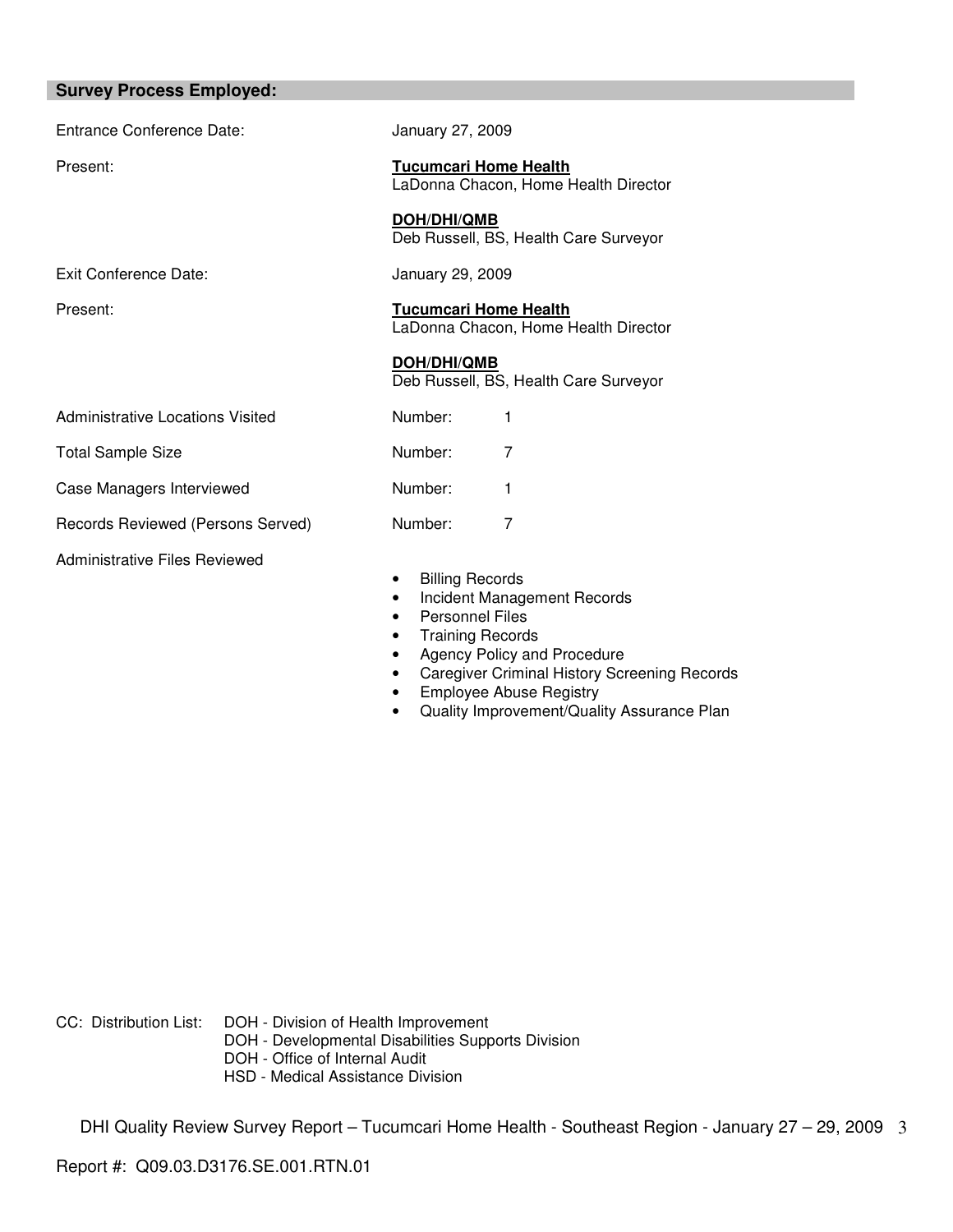## Survey Process Employed:

| | |
|---|---|
| Entrance Conference Date: | January 27, 2009 |
| Present: | **Tucumcari Home Health**<br>LaDonna Chacon, Home Health Director<br><br>**DOH/DHI/QMB**<br>Deb Russell, BS, Health Care Surveyor |
| Exit Conference Date: | January 29, 2009 |
| Present: | **Tucumcari Home Health**<br>LaDonna Chacon, Home Health Director<br><br>**DOH/DHI/QMB**<br>Deb Russell, BS, Health Care Surveyor |
| Administrative Locations Visited | Number: 1 |
| Total Sample Size | Number: 7 |
| Case Managers Interviewed | Number: 1 |
| Records Reviewed (Persons Served) | Number: 7 |

Administrative Files Reviewed

- Billing Records
- Incident Management Records
- Personnel Files
- Training Records
- Agency Policy and Procedure
- Caregiver Criminal History Screening Records
- Employee Abuse Registry
- Quality Improvement/Quality Assurance Plan

CC: Distribution List: DOH - Division of Health Improvement
DOH - Developmental Disabilities Supports Division
DOH - Office of Internal Audit
HSD - Medical Assistance Division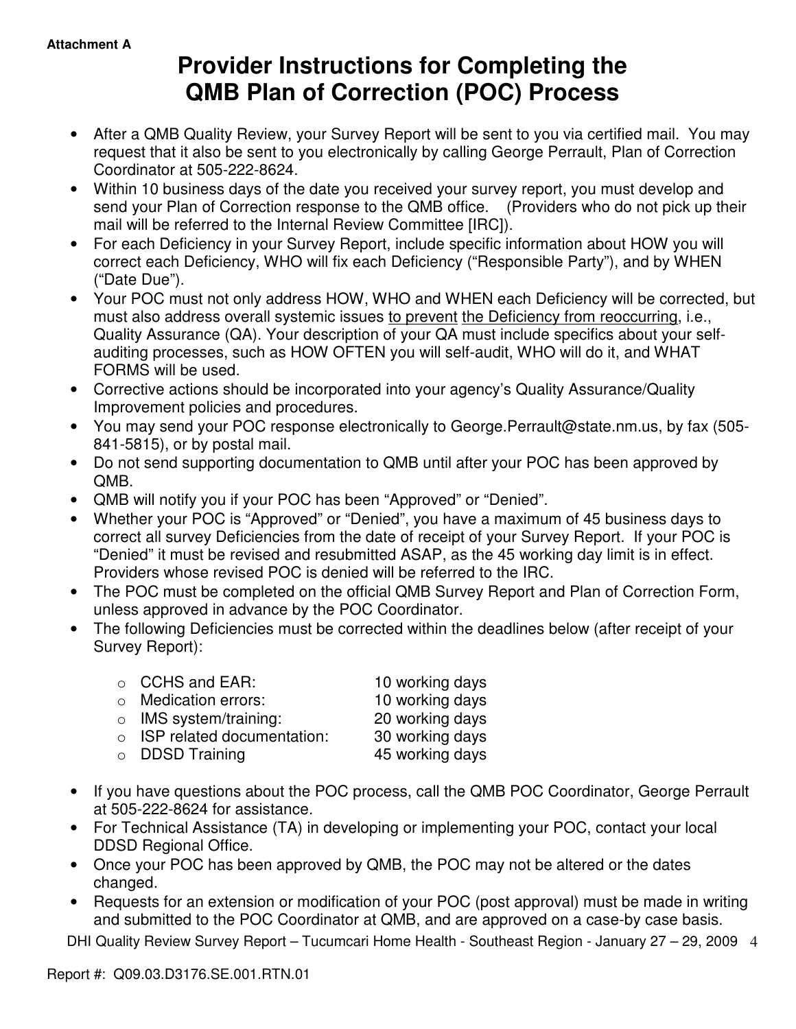**Attachment A**

# Provider Instructions for Completing the QMB Plan of Correction (POC) Process

- After a QMB Quality Review, your Survey Report will be sent to you via certified mail. You may request that it also be sent to you electronically by calling George Perrault, Plan of Correction Coordinator at 505-222-8624.
- Within 10 business days of the date you received your survey report, you must develop and send your Plan of Correction response to the QMB office. (Providers who do not pick up their mail will be referred to the Internal Review Committee [IRC]).
- For each Deficiency in your Survey Report, include specific information about HOW you will correct each Deficiency, WHO will fix each Deficiency ("Responsible Party"), and by WHEN ("Date Due").
- Your POC must not only address HOW, WHO and WHEN each Deficiency will be corrected, but must also address overall systemic issues <u>to prevent</u> <u>the Deficiency from reoccurring</u>, i.e., Quality Assurance (QA). Your description of your QA must include specifics about your self-auditing processes, such as HOW OFTEN you will self-audit, WHO will do it, and WHAT FORMS will be used.
- Corrective actions should be incorporated into your agency's Quality Assurance/Quality Improvement policies and procedures.
- You may send your POC response electronically to George.Perrault@state.nm.us, by fax (505-841-5815), or by postal mail.
- Do not send supporting documentation to QMB until after your POC has been approved by QMB.
- QMB will notify you if your POC has been "Approved" or "Denied".
- Whether your POC is "Approved" or "Denied", you have a maximum of 45 business days to correct all survey Deficiencies from the date of receipt of your Survey Report. If your POC is "Denied" it must be revised and resubmitted ASAP, as the 45 working day limit is in effect. Providers whose revised POC is denied will be referred to the IRC.
- The POC must be completed on the official QMB Survey Report and Plan of Correction Form, unless approved in advance by the POC Coordinator.
- The following Deficiencies must be corrected within the deadlines below (after receipt of your Survey Report):
  - CCHS and EAR: 10 working days
  - Medication errors: 10 working days
  - IMS system/training: 20 working days
  - ISP related documentation: 30 working days
  - DDSD Training 45 working days
- If you have questions about the POC process, call the QMB POC Coordinator, George Perrault at 505-222-8624 for assistance.
- For Technical Assistance (TA) in developing or implementing your POC, contact your local DDSD Regional Office.
- Once your POC has been approved by QMB, the POC may not be altered or the dates changed.
- Requests for an extension or modification of your POC (post approval) must be made in writing and submitted to the POC Coordinator at QMB, and are approved on a case-by case basis.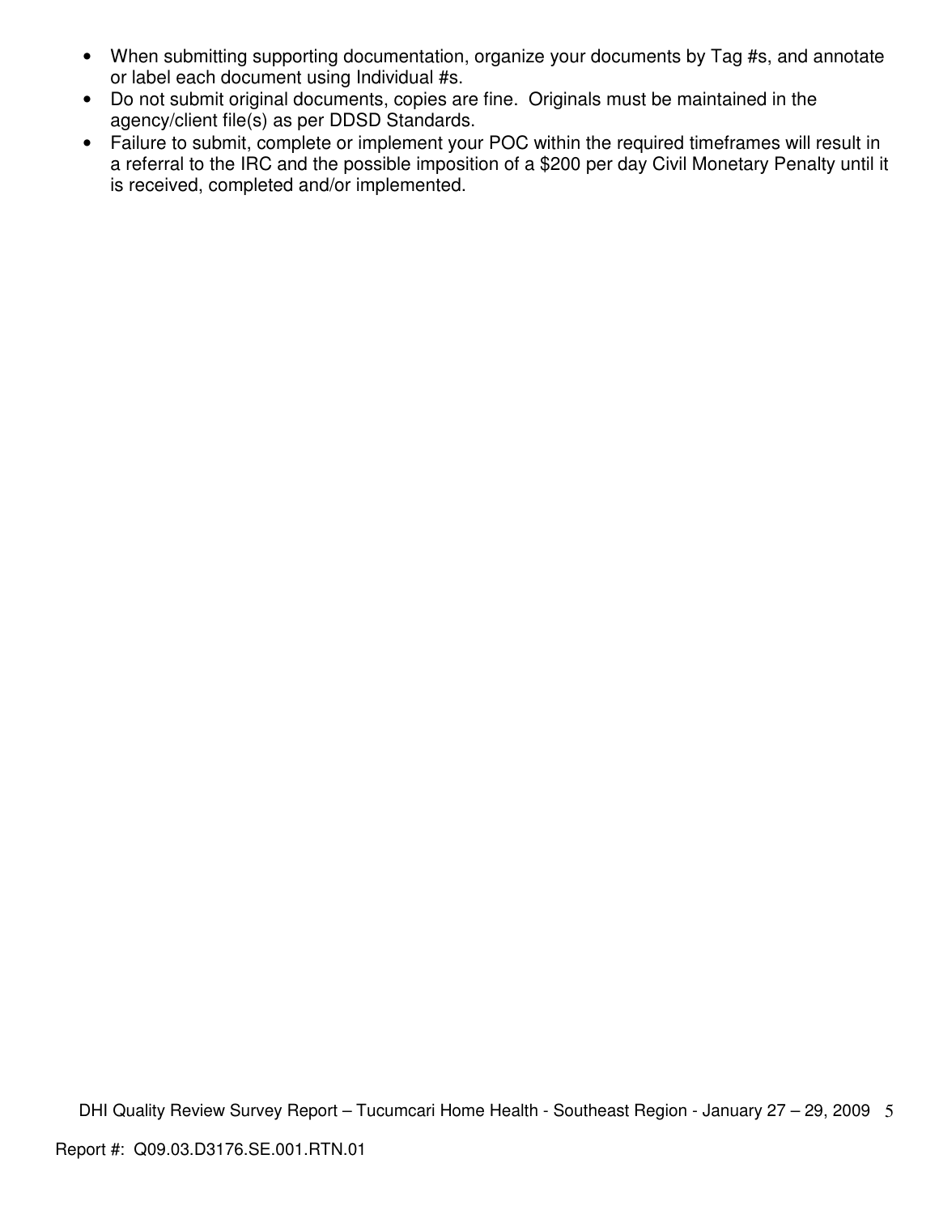- When submitting supporting documentation, organize your documents by Tag #s, and annotate or label each document using Individual #s.
- Do not submit original documents, copies are fine. Originals must be maintained in the agency/client file(s) as per DDSD Standards.
- Failure to submit, complete or implement your POC within the required timeframes will result in a referral to the IRC and the possible imposition of a $200 per day Civil Monetary Penalty until it is received, completed and/or implemented.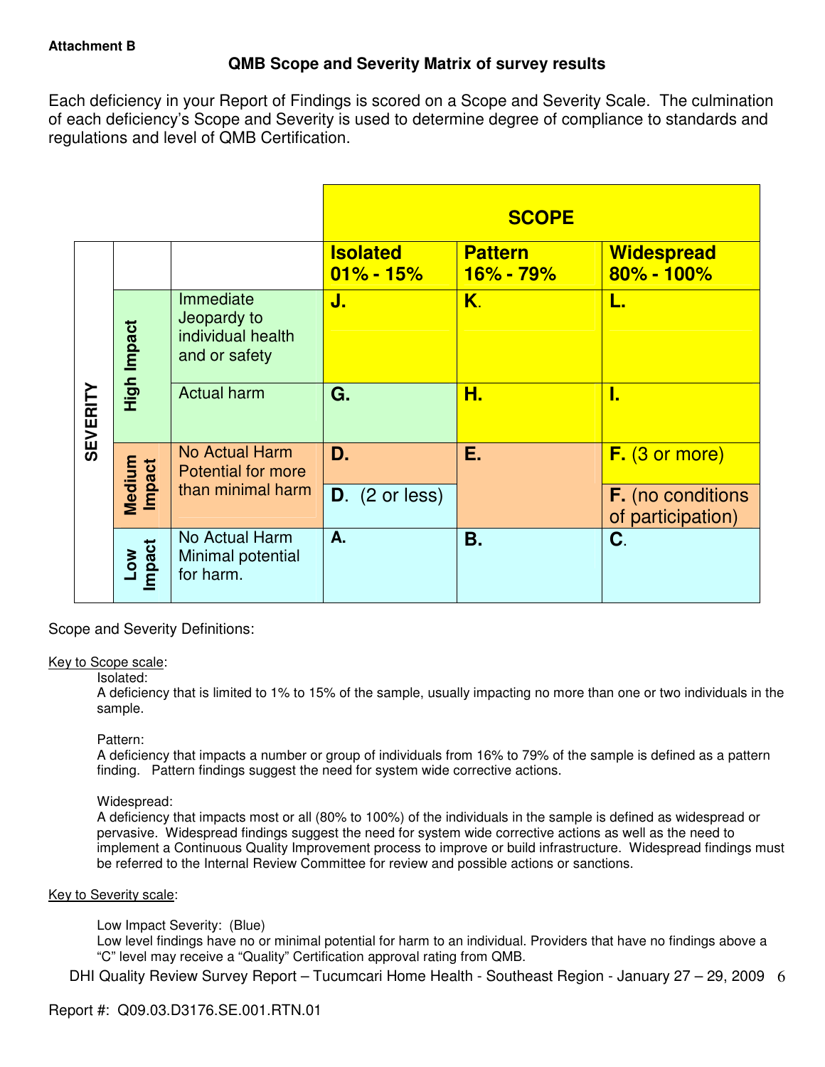**Attachment B**

## QMB Scope and Severity Matrix of survey results

Each deficiency in your Report of Findings is scored on a Scope and Severity Scale. The culmination of each deficiency's Scope and Severity is used to determine degree of compliance to standards and regulations and level of QMB Certification.

| | | | **SCOPE** | | |
|---|---|---|---|---|---|
| **SEVERITY** | | | **Isolated 01% - 15%** | **Pattern 16% - 79%** | **Widespread 80% - 100%** |
| | **High Impact** | Immediate Jeopardy to individual health and or safety | **J.** | **K.** | **L.** |
| | | Actual harm | **G.** | **H.** | **I.** |
| | **Medium Impact** | No Actual Harm Potential for more than minimal harm | **D.** | **E.** | **F.** (3 or more) |
| | | | **D.** (2 or less) | | **F.** (no conditions of participation) |
| | **Low Impact** | No Actual Harm Minimal potential for harm. | **A.** | **B.** | **C.** |

Scope and Severity Definitions:

Key to Scope scale:

Isolated:
A deficiency that is limited to 1% to 15% of the sample, usually impacting no more than one or two individuals in the sample.

Pattern:
A deficiency that impacts a number or group of individuals from 16% to 79% of the sample is defined as a pattern finding. Pattern findings suggest the need for system wide corrective actions.

Widespread:
A deficiency that impacts most or all (80% to 100%) of the individuals in the sample is defined as widespread or pervasive. Widespread findings suggest the need for system wide corrective actions as well as the need to implement a Continuous Quality Improvement process to improve or build infrastructure. Widespread findings must be referred to the Internal Review Committee for review and possible actions or sanctions.

Key to Severity scale:

Low Impact Severity: (Blue)
Low level findings have no or minimal potential for harm to an individual. Providers that have no findings above a "C" level may receive a "Quality" Certification approval rating from QMB.

DHI Quality Review Survey Report – Tucumcari Home Health - Southeast Region - January 27 – 29, 2009

Report #: Q09.03.D3176.SE.001.RTN.01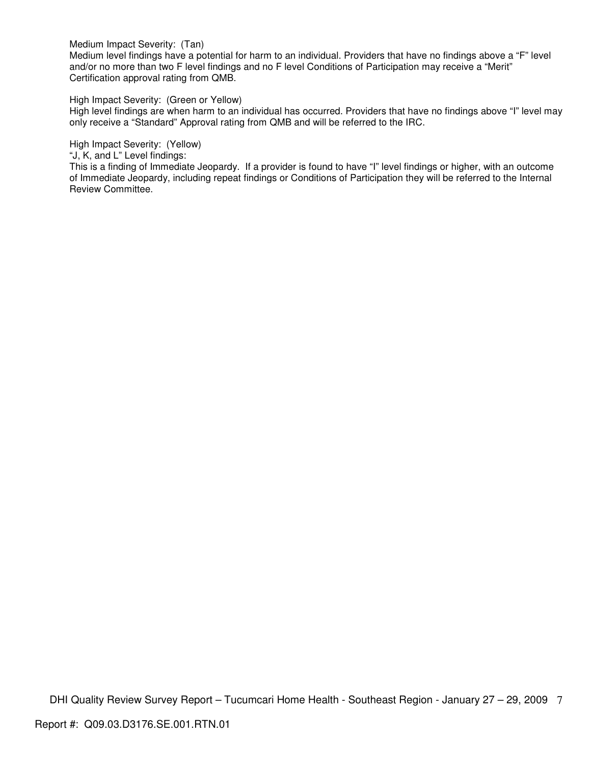Medium Impact Severity: (Tan)
Medium level findings have a potential for harm to an individual. Providers that have no findings above a “F” level and/or no more than two F level findings and no F level Conditions of Participation may receive a “Merit” Certification approval rating from QMB.

High Impact Severity: (Green or Yellow)
High level findings are when harm to an individual has occurred. Providers that have no findings above “I” level may only receive a “Standard” Approval rating from QMB and will be referred to the IRC.

High Impact Severity: (Yellow)
“J, K, and L” Level findings:
This is a finding of Immediate Jeopardy. If a provider is found to have “I” level findings or higher, with an outcome of Immediate Jeopardy, including repeat findings or Conditions of Participation they will be referred to the Internal Review Committee.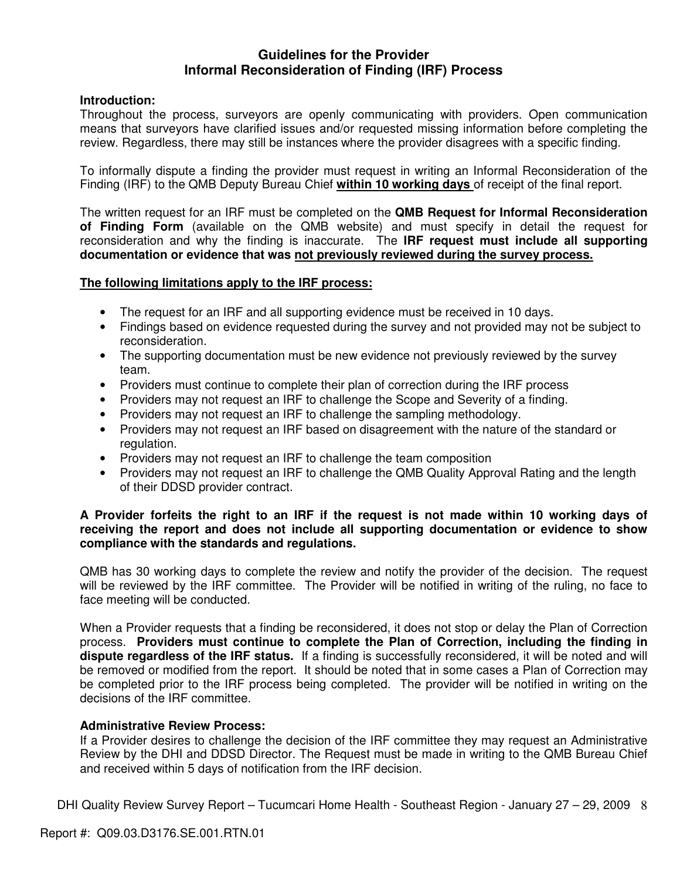## Guidelines for the Provider Informal Reconsideration of Finding (IRF) Process

**Introduction:**
Throughout the process, surveyors are openly communicating with providers. Open communication means that surveyors have clarified issues and/or requested missing information before completing the review. Regardless, there may still be instances where the provider disagrees with a specific finding.

To informally dispute a finding the provider must request in writing an Informal Reconsideration of the Finding (IRF) to the QMB Deputy Bureau Chief **within 10 working days** of receipt of the final report.

The written request for an IRF must be completed on the **QMB Request for Informal Reconsideration of Finding Form** (available on the QMB website) and must specify in detail the request for reconsideration and why the finding is inaccurate. The **IRF request must include all supporting documentation or evidence that was not previously reviewed during the survey process.**

**The following limitations apply to the IRF process:**

- The request for an IRF and all supporting evidence must be received in 10 days.
- Findings based on evidence requested during the survey and not provided may not be subject to reconsideration.
- The supporting documentation must be new evidence not previously reviewed by the survey team.
- Providers must continue to complete their plan of correction during the IRF process
- Providers may not request an IRF to challenge the Scope and Severity of a finding.
- Providers may not request an IRF to challenge the sampling methodology.
- Providers may not request an IRF based on disagreement with the nature of the standard or regulation.
- Providers may not request an IRF to challenge the team composition
- Providers may not request an IRF to challenge the QMB Quality Approval Rating and the length of their DDSD provider contract.

**A Provider forfeits the right to an IRF if the request is not made within 10 working days of receiving the report and does not include all supporting documentation or evidence to show compliance with the standards and regulations.**

QMB has 30 working days to complete the review and notify the provider of the decision. The request will be reviewed by the IRF committee. The Provider will be notified in writing of the ruling, no face to face meeting will be conducted.

When a Provider requests that a finding be reconsidered, it does not stop or delay the Plan of Correction process. **Providers must continue to complete the Plan of Correction, including the finding in dispute regardless of the IRF status.** If a finding is successfully reconsidered, it will be noted and will be removed or modified from the report. It should be noted that in some cases a Plan of Correction may be completed prior to the IRF process being completed. The provider will be notified in writing on the decisions of the IRF committee.

**Administrative Review Process:**
If a Provider desires to challenge the decision of the IRF committee they may request an Administrative Review by the DHI and DDSD Director. The Request must be made in writing to the QMB Bureau Chief and received within 5 days of notification from the IRF decision.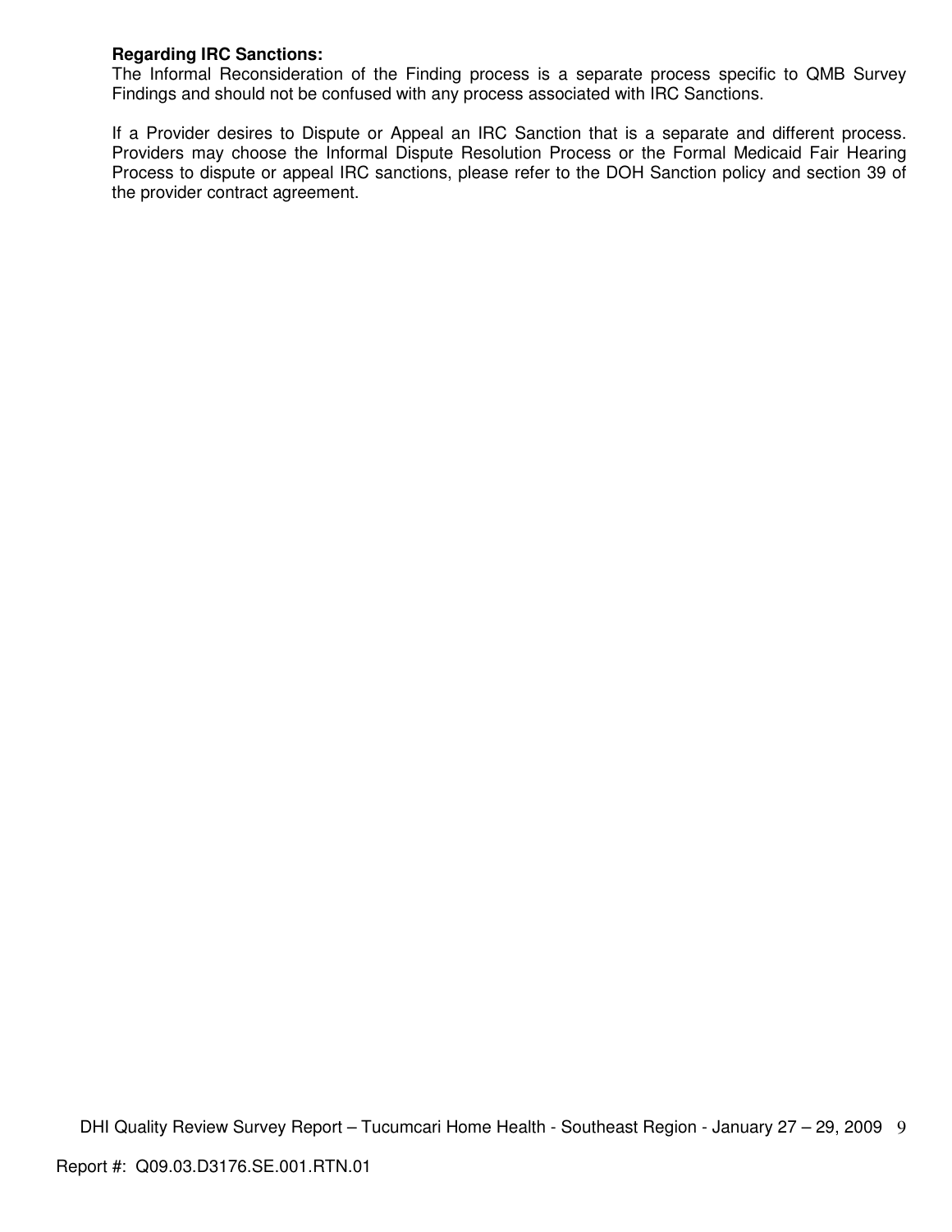**Regarding IRC Sanctions:**
The Informal Reconsideration of the Finding process is a separate process specific to QMB Survey Findings and should not be confused with any process associated with IRC Sanctions.

If a Provider desires to Dispute or Appeal an IRC Sanction that is a separate and different process. Providers may choose the Informal Dispute Resolution Process or the Formal Medicaid Fair Hearing Process to dispute or appeal IRC sanctions, please refer to the DOH Sanction policy and section 39 of the provider contract agreement.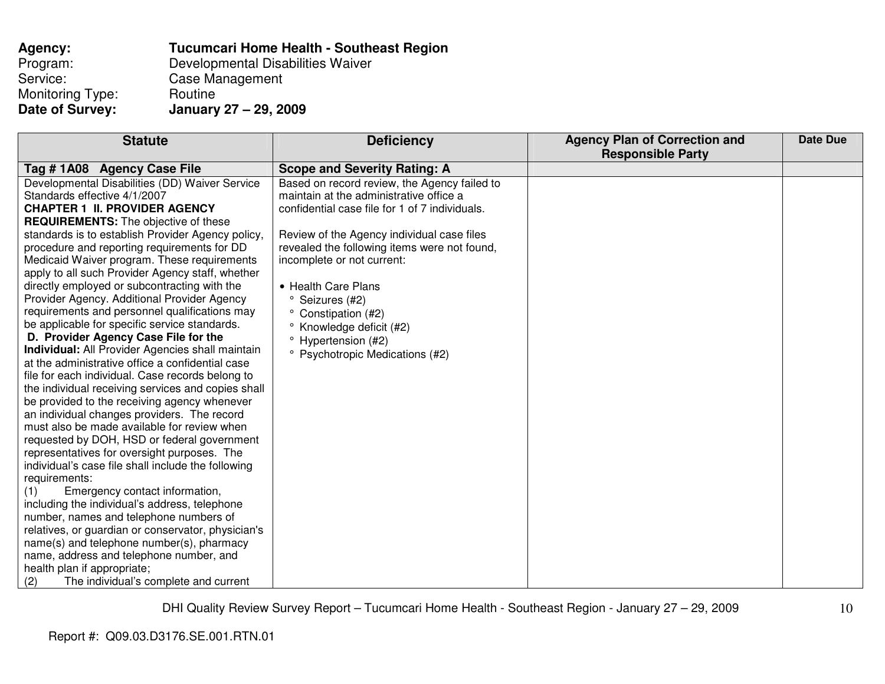**Agency:** **Tucumcari Home Health - Southeast Region**
Program: Developmental Disabilities Waiver
Service: Case Management
Monitoring Type: Routine
**Date of Survey:** **January 27 – 29, 2009**

| Statute | Deficiency | Agency Plan of Correction and Responsible Party | Date Due |
|---|---|---|---|
| **Tag # 1A08 Agency Case File** | **Scope and Severity Rating: A** | | |
| Developmental Disabilities (DD) Waiver Service Standards effective 4/1/2007<br>**CHAPTER 1 II. PROVIDER AGENCY REQUIREMENTS:** The objective of these standards is to establish Provider Agency policy, procedure and reporting requirements for DD Medicaid Waiver program. These requirements apply to all such Provider Agency staff, whether directly employed or subcontracting with the Provider Agency. Additional Provider Agency requirements and personnel qualifications may be applicable for specific service standards.<br>**D. Provider Agency Case File for the Individual:** All Provider Agencies shall maintain at the administrative office a confidential case file for each individual. Case records belong to the individual receiving services and copies shall be provided to the receiving agency whenever an individual changes providers. The record must also be made available for review when requested by DOH, HSD or federal government representatives for oversight purposes. The individual's case file shall include the following requirements:<br>(1) Emergency contact information, including the individual's address, telephone number, names and telephone numbers of relatives, or guardian or conservator, physician's name(s) and telephone number(s), pharmacy name, address and telephone number, and health plan if appropriate;<br>(2) The individual's complete and current | Based on record review, the Agency failed to maintain at the administrative office a confidential case file for 1 of 7 individuals.<br><br>Review of the Agency individual case files revealed the following items were not found, incomplete or not current:<br><br>• Health Care Plans<br>° Seizures (#2)<br>° Constipation (#2)<br>° Knowledge deficit (#2)<br>° Hypertension (#2)<br>° Psychotropic Medications (#2) | | |

Report #: Q09.03.D3176.SE.001.RTN.01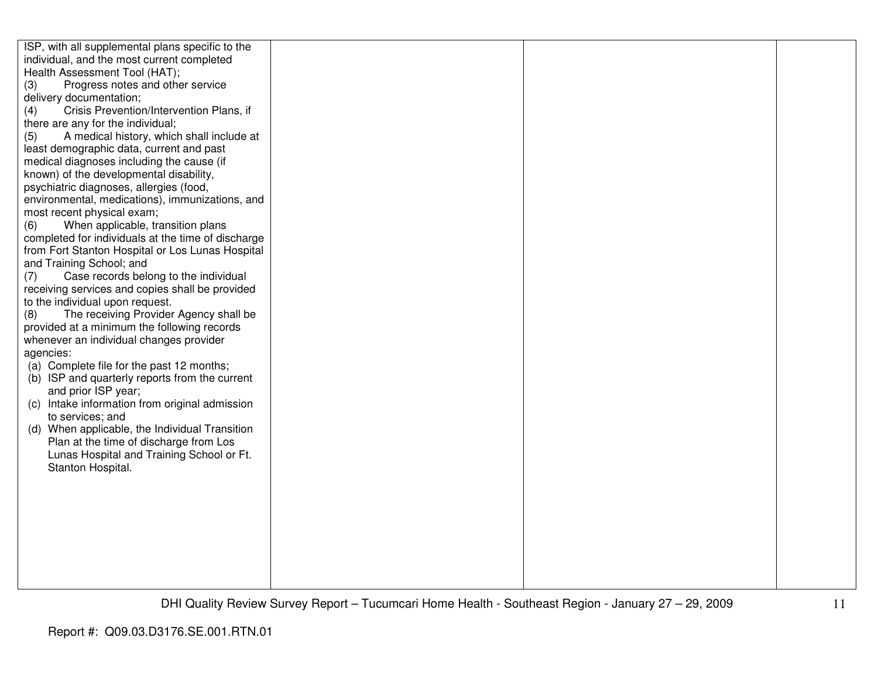| | | | |
|---|---|---|---|
| ISP, with all supplemental plans specific to the individual, and the most current completed Health Assessment Tool (HAT);<br>(3) Progress notes and other service delivery documentation;<br>(4) Crisis Prevention/Intervention Plans, if there are any for the individual;<br>(5) A medical history, which shall include at least demographic data, current and past medical diagnoses including the cause (if known) of the developmental disability, psychiatric diagnoses, allergies (food, environmental, medications), immunizations, and most recent physical exam;<br>(6) When applicable, transition plans completed for individuals at the time of discharge from Fort Stanton Hospital or Los Lunas Hospital and Training School; and<br>(7) Case records belong to the individual receiving services and copies shall be provided to the individual upon request.<br>(8) The receiving Provider Agency shall be provided at a minimum the following records whenever an individual changes provider agencies:<br>(a) Complete file for the past 12 months;<br>(b) ISP and quarterly reports from the current and prior ISP year;<br>(c) Intake information from original admission to services; and<br>(d) When applicable, the Individual Transition Plan at the time of discharge from Los Lunas Hospital and Training School or Ft. Stanton Hospital. | | | |

Report #: Q09.03.D3176.SE.001.RTN.01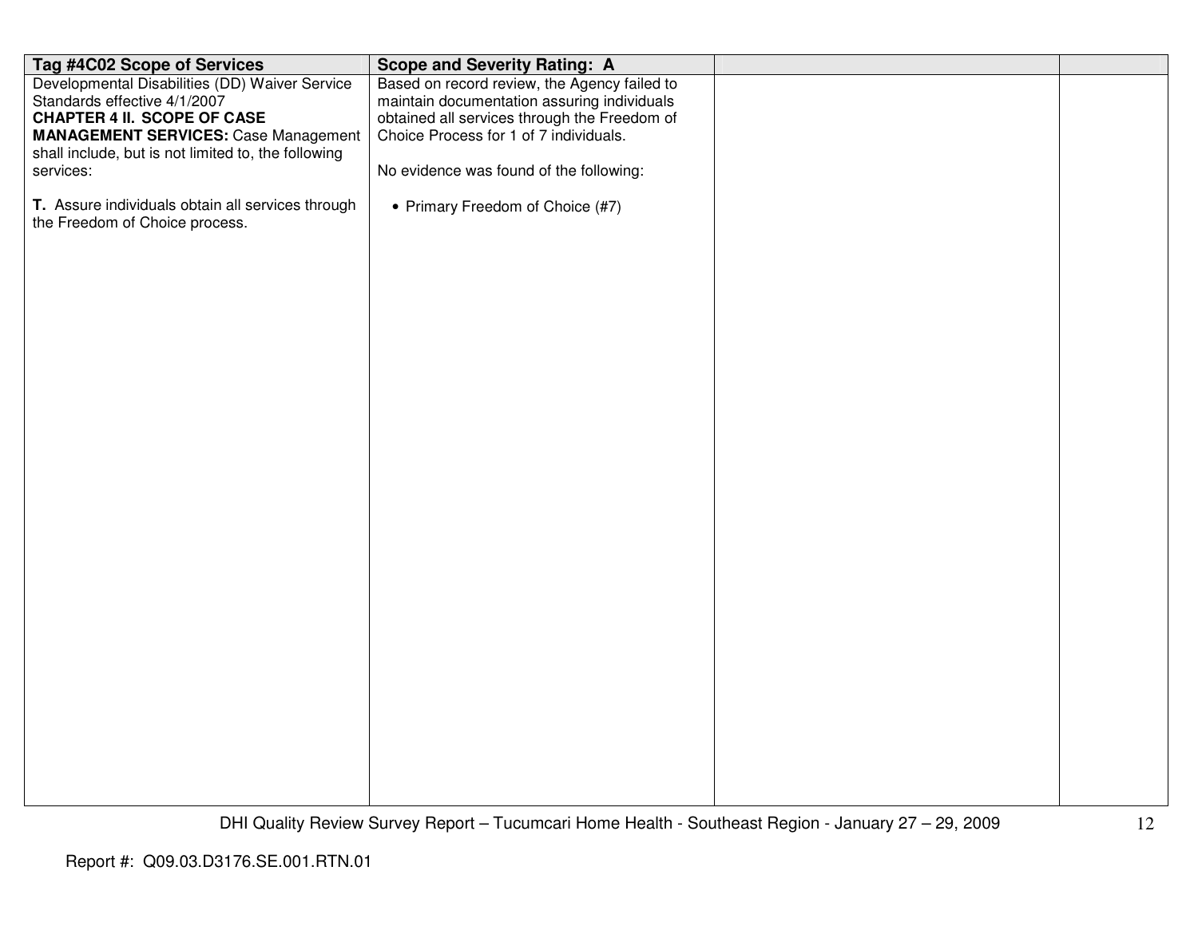| Tag #4C02 Scope of Services | Scope and Severity Rating: A | | |
|---|---|---|---|
| Developmental Disabilities (DD) Waiver Service Standards effective 4/1/2007<br>**CHAPTER 4 II. SCOPE OF CASE MANAGEMENT SERVICES:** Case Management shall include, but is not limited to, the following services:<br><br>**T.** Assure individuals obtain all services through the Freedom of Choice process. | Based on record review, the Agency failed to maintain documentation assuring individuals obtained all services through the Freedom of Choice Process for 1 of 7 individuals.<br><br>No evidence was found of the following:<br><br>• Primary Freedom of Choice (#7) | | |

Report #: Q09.03.D3176.SE.001.RTN.01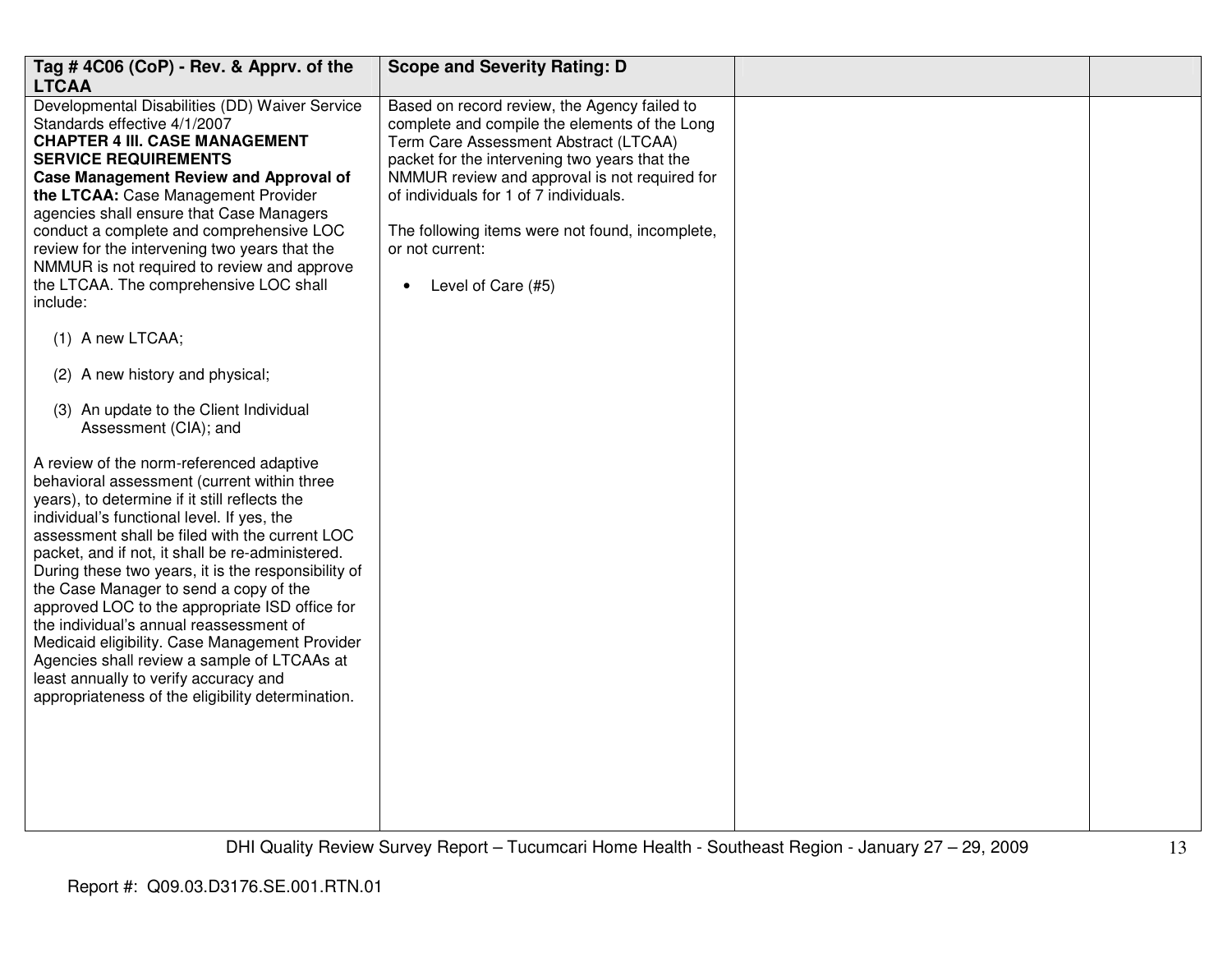| Tag # 4C06 (CoP) - Rev. & Apprv. of the LTCAA | Scope and Severity Rating: D | | |
|---|---|---|---|
| Developmental Disabilities (DD) Waiver Service Standards effective 4/1/2007<br>**CHAPTER 4 III. CASE MANAGEMENT SERVICE REQUIREMENTS**<br>**Case Management Review and Approval of the LTCAA:** Case Management Provider agencies shall ensure that Case Managers conduct a complete and comprehensive LOC review for the intervening two years that the NMMUR is not required to review and approve the LTCAA. The comprehensive LOC shall include:<br><br>(1) A new LTCAA;<br><br>(2) A new history and physical;<br><br>(3) An update to the Client Individual Assessment (CIA); and<br><br>A review of the norm-referenced adaptive behavioral assessment (current within three years), to determine if it still reflects the individual's functional level. If yes, the assessment shall be filed with the current LOC packet, and if not, it shall be re-administered. During these two years, it is the responsibility of the Case Manager to send a copy of the approved LOC to the appropriate ISD office for the individual's annual reassessment of Medicaid eligibility. Case Management Provider Agencies shall review a sample of LTCAAs at least annually to verify accuracy and appropriateness of the eligibility determination. | Based on record review, the Agency failed to complete and compile the elements of the Long Term Care Assessment Abstract (LTCAA) packet for the intervening two years that the NMMUR review and approval is not required for of individuals for 1 of 7 individuals.<br><br>The following items were not found, incomplete, or not current:<br><br>• Level of Care (#5) | | |

DHI Quality Review Survey Report – Tucumcari Home Health - Southeast Region - January 27 – 29, 2009

Report #: Q09.03.D3176.SE.001.RTN.01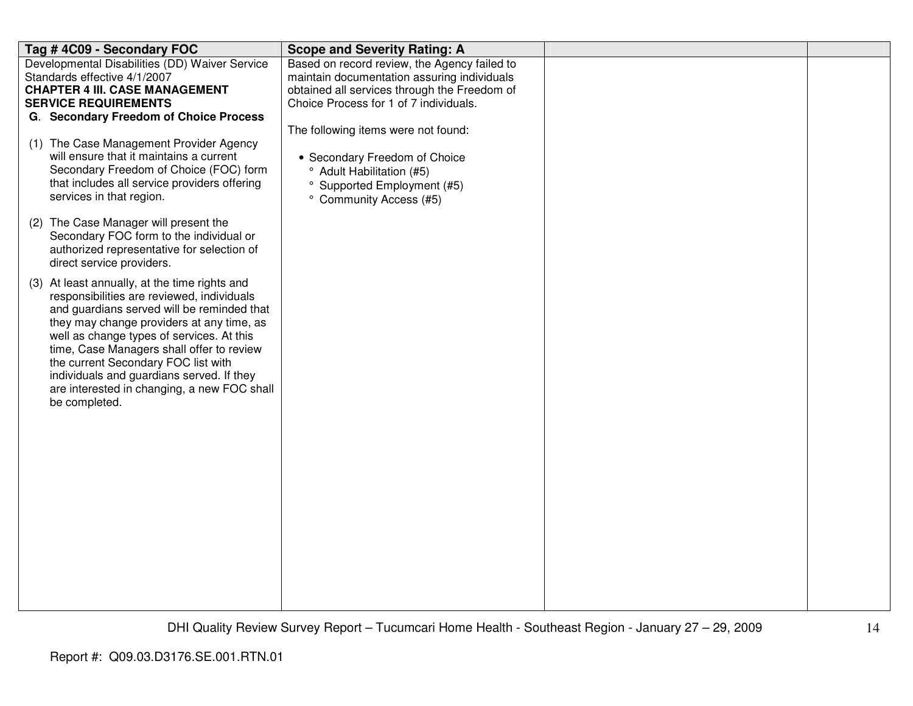| Tag # 4C09 - Secondary FOC | Scope and Severity Rating: A | | |
|---|---|---|---|
| Developmental Disabilities (DD) Waiver Service Standards effective 4/1/2007<br>**CHAPTER 4 III. CASE MANAGEMENT SERVICE REQUIREMENTS**<br>**G. Secondary Freedom of Choice Process**<br><br>(1) The Case Management Provider Agency will ensure that it maintains a current Secondary Freedom of Choice (FOC) form that includes all service providers offering services in that region.<br><br>(2) The Case Manager will present the Secondary FOC form to the individual or authorized representative for selection of direct service providers.<br><br>(3) At least annually, at the time rights and responsibilities are reviewed, individuals and guardians served will be reminded that they may change providers at any time, as well as change types of services. At this time, Case Managers shall offer to review the current Secondary FOC list with individuals and guardians served. If they are interested in changing, a new FOC shall be completed. | Based on record review, the Agency failed to maintain documentation assuring individuals obtained all services through the Freedom of Choice Process for 1 of 7 individuals.<br><br>The following items were not found:<br><br>• Secondary Freedom of Choice<br>° Adult Habilitation (#5)<br>° Supported Employment (#5)<br>° Community Access (#5) | | |

Report #: Q09.03.D3176.SE.001.RTN.01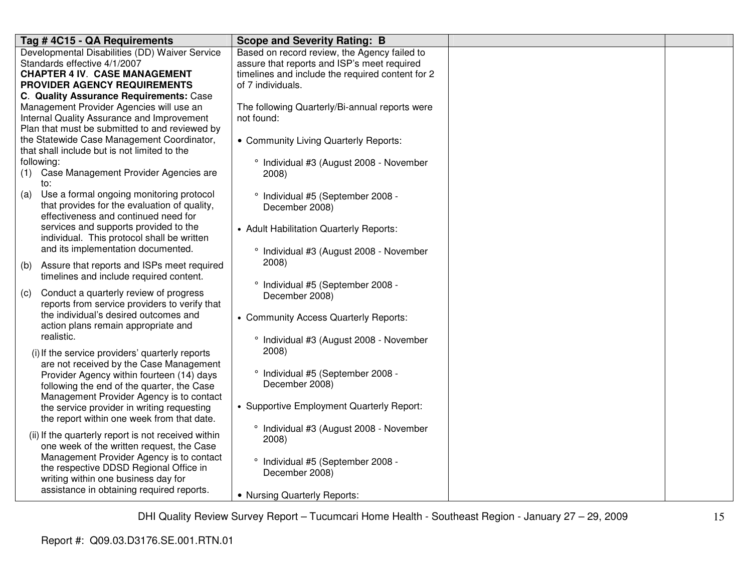| Tag # 4C15 - QA Requirements | Scope and Severity Rating: B | | |
|---|---|---|---|
| Developmental Disabilities (DD) Waiver Service Standards effective 4/1/2007<br>**CHAPTER 4 IV. CASE MANAGEMENT PROVIDER AGENCY REQUIREMENTS**<br>**C. Quality Assurance Requirements:** Case Management Provider Agencies will use an Internal Quality Assurance and Improvement Plan that must be submitted to and reviewed by the Statewide Case Management Coordinator, that shall include but is not limited to the following:<br>(1) Case Management Provider Agencies are to:<br>(a) Use a formal ongoing monitoring protocol that provides for the evaluation of quality, effectiveness and continued need for services and supports provided to the individual. This protocol shall be written and its implementation documented.<br>(b) Assure that reports and ISPs meet required timelines and include required content.<br>(c) Conduct a quarterly review of progress reports from service providers to verify that the individual's desired outcomes and action plans remain appropriate and realistic.<br>(i) If the service providers' quarterly reports are not received by the Case Management Provider Agency within fourteen (14) days following the end of the quarter, the Case Management Provider Agency is to contact the service provider in writing requesting the report within one week from that date.<br>(ii) If the quarterly report is not received within one week of the written request, the Case Management Provider Agency is to contact the respective DDSD Regional Office in writing within one business day for assistance in obtaining required reports. | Based on record review, the Agency failed to assure that reports and ISP's meet required timelines and include the required content for 2 of 7 individuals.<br><br>The following Quarterly/Bi-annual reports were not found:<br><br>• Community Living Quarterly Reports:<br>° Individual #3 (August 2008 - November 2008)<br>° Individual #5 (September 2008 - December 2008)<br><br>• Adult Habilitation Quarterly Reports:<br>° Individual #3 (August 2008 - November 2008)<br>° Individual #5 (September 2008 - December 2008)<br><br>• Community Access Quarterly Reports:<br>° Individual #3 (August 2008 - November 2008)<br>° Individual #5 (September 2008 - December 2008)<br><br>• Supportive Employment Quarterly Report:<br>° Individual #3 (August 2008 - November 2008)<br>° Individual #5 (September 2008 - December 2008)<br><br>• Nursing Quarterly Reports: | | |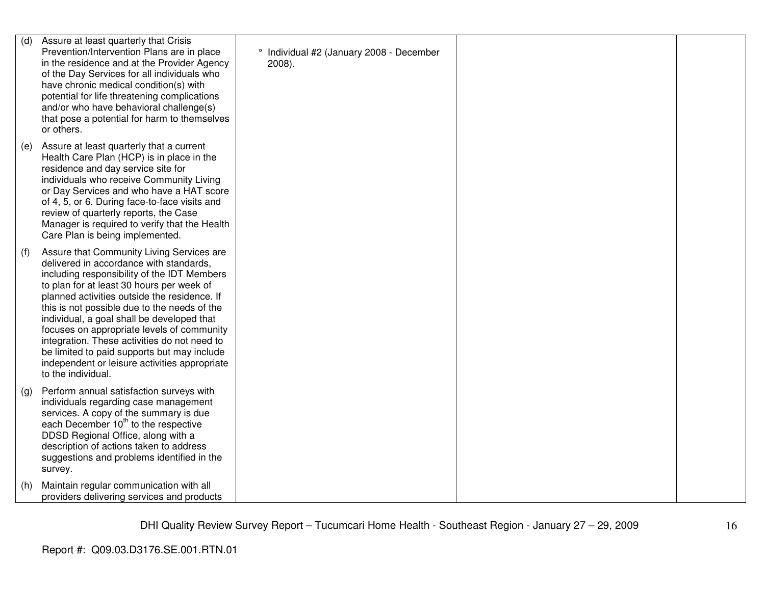| | | | |
|---|---|---|---|
| (d) Assure at least quarterly that Crisis Prevention/Intervention Plans are in place in the residence and at the Provider Agency of the Day Services for all individuals who have chronic medical condition(s) with potential for life threatening complications and/or who have behavioral challenge(s) that pose a potential for harm to themselves or others.<br><br>(e) Assure at least quarterly that a current Health Care Plan (HCP) is in place in the residence and day service site for individuals who receive Community Living or Day Services and who have a HAT score of 4, 5, or 6. During face-to-face visits and review of quarterly reports, the Case Manager is required to verify that the Health Care Plan is being implemented.<br><br>(f) Assure that Community Living Services are delivered in accordance with standards, including responsibility of the IDT Members to plan for at least 30 hours per week of planned activities outside the residence. If this is not possible due to the needs of the individual, a goal shall be developed that focuses on appropriate levels of community integration. These activities do not need to be limited to paid supports but may include independent or leisure activities appropriate to the individual.<br><br>(g) Perform annual satisfaction surveys with individuals regarding case management services. A copy of the summary is due each December 10th to the respective DDSD Regional Office, along with a description of actions taken to address suggestions and problems identified in the survey.<br><br>(h) Maintain regular communication with all providers delivering services and products | ° Individual #2 (January 2008 - December 2008). | | |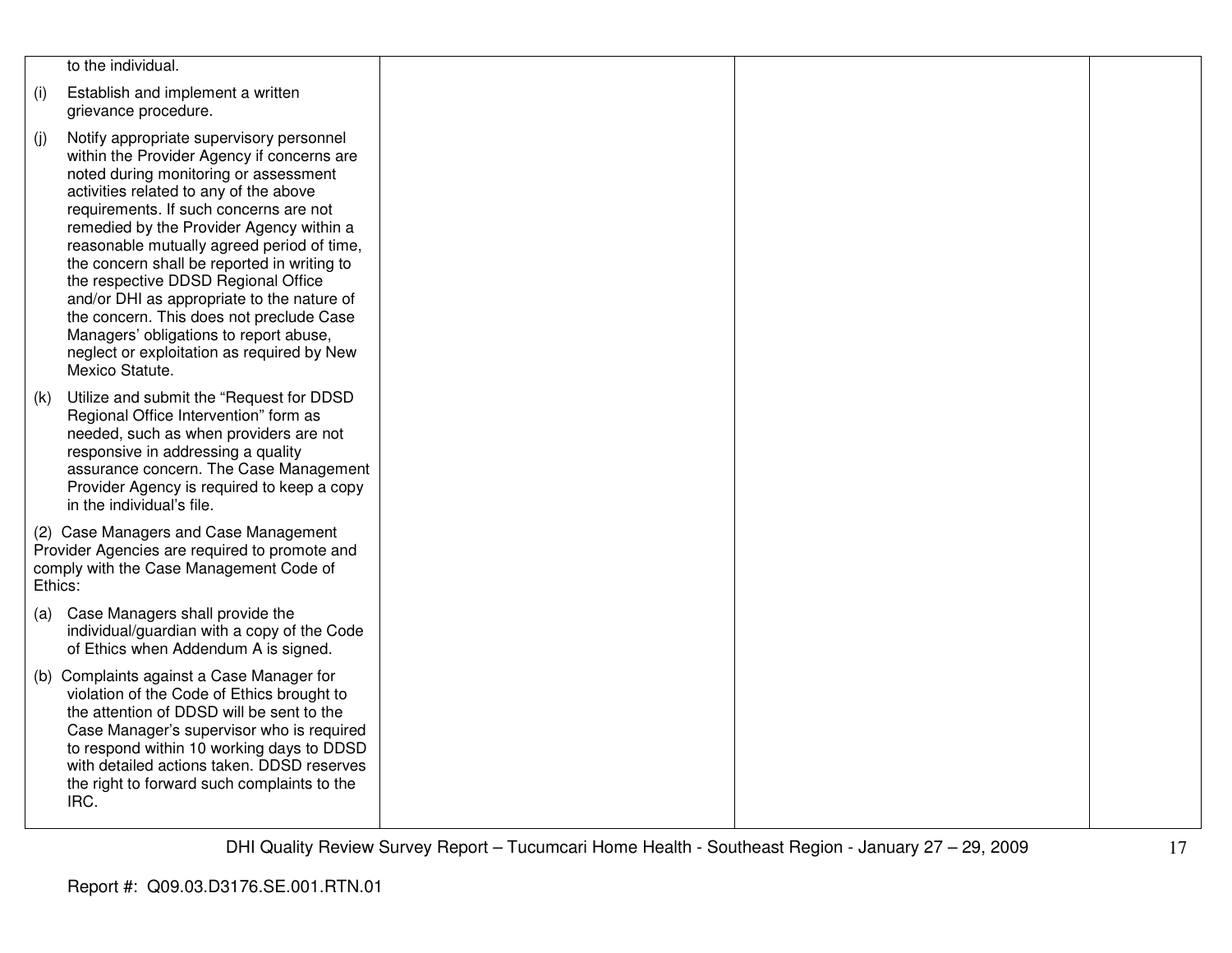| | | | |
|---|---|---|---|
| to the individual.<br><br>(i) Establish and implement a written grievance procedure.<br><br>(j) Notify appropriate supervisory personnel within the Provider Agency if concerns are noted during monitoring or assessment activities related to any of the above requirements. If such concerns are not remedied by the Provider Agency within a reasonable mutually agreed period of time, the concern shall be reported in writing to the respective DDSD Regional Office and/or DHI as appropriate to the nature of the concern. This does not preclude Case Managers' obligations to report abuse, neglect or exploitation as required by New Mexico Statute.<br><br>(k) Utilize and submit the "Request for DDSD Regional Office Intervention" form as needed, such as when providers are not responsive in addressing a quality assurance concern. The Case Management Provider Agency is required to keep a copy in the individual's file.<br><br>(2) Case Managers and Case Management Provider Agencies are required to promote and comply with the Case Management Code of Ethics:<br><br>(a) Case Managers shall provide the individual/guardian with a copy of the Code of Ethics when Addendum A is signed.<br><br>(b) Complaints against a Case Manager for violation of the Code of Ethics brought to the attention of DDSD will be sent to the Case Manager's supervisor who is required to respond within 10 working days to DDSD with detailed actions taken. DDSD reserves the right to forward such complaints to the IRC. | | | |

DHI Quality Review Survey Report – Tucumcari Home Health - Southeast Region - January 27 – 29, 2009

Report #: Q09.03.D3176.SE.001.RTN.01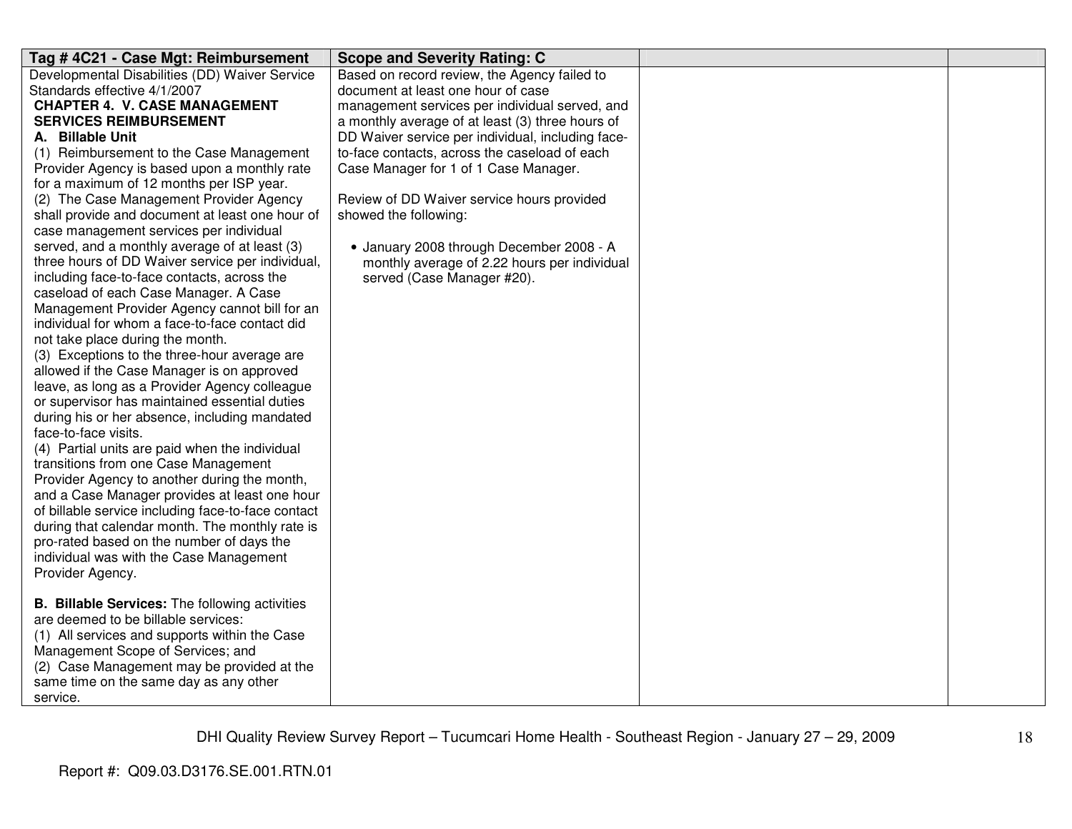| Tag # 4C21 - Case Mgt: Reimbursement | Scope and Severity Rating: C | | |
|---|---|---|---|
| Developmental Disabilities (DD) Waiver Service Standards effective 4/1/2007<br>**CHAPTER 4. V. CASE MANAGEMENT SERVICES REIMBURSEMENT**<br>**A. Billable Unit**<br>(1) Reimbursement to the Case Management Provider Agency is based upon a monthly rate for a maximum of 12 months per ISP year.<br>(2) The Case Management Provider Agency shall provide and document at least one hour of case management services per individual served, and a monthly average of at least (3) three hours of DD Waiver service per individual, including face-to-face contacts, across the caseload of each Case Manager. A Case Management Provider Agency cannot bill for an individual for whom a face-to-face contact did not take place during the month.<br>(3) Exceptions to the three-hour average are allowed if the Case Manager is on approved leave, as long as a Provider Agency colleague or supervisor has maintained essential duties during his or her absence, including mandated face-to-face visits.<br>(4) Partial units are paid when the individual transitions from one Case Management Provider Agency to another during the month, and a Case Manager provides at least one hour of billable service including face-to-face contact during that calendar month. The monthly rate is pro-rated based on the number of days the individual was with the Case Management Provider Agency.<br><br>**B. Billable Services:** The following activities are deemed to be billable services:<br>(1) All services and supports within the Case Management Scope of Services; and<br>(2) Case Management may be provided at the same time on the same day as any other service. | Based on record review, the Agency failed to document at least one hour of case management services per individual served, and a monthly average of at least (3) three hours of DD Waiver service per individual, including face-to-face contacts, across the caseload of each Case Manager for 1 of 1 Case Manager.<br><br>Review of DD Waiver service hours provided showed the following:<br><br>• January 2008 through December 2008 - A monthly average of 2.22 hours per individual served (Case Manager #20). | | |

DHI Quality Review Survey Report – Tucumcari Home Health - Southeast Region - January 27 – 29, 2009

Report #: Q09.03.D3176.SE.001.RTN.01